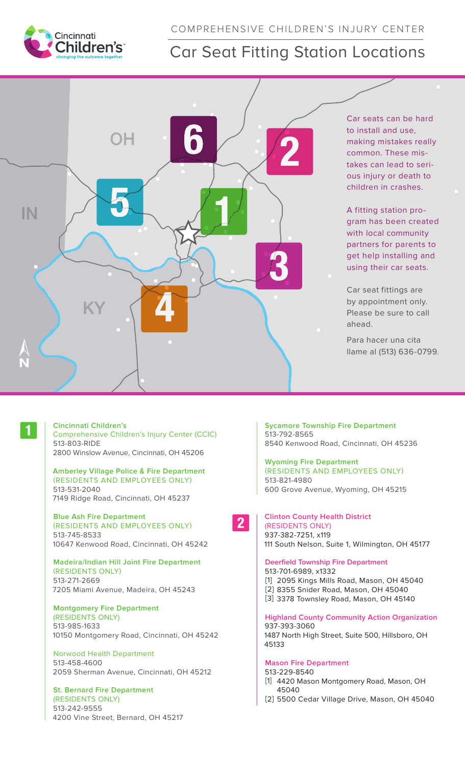COMPREHENSIVE CHILDREN'S INJURY CENTER

# Car Seat Fitting Station Locations

Car seats can be hard to install and use, making mistakes really common. These mistakes can lead to serious injury or death to children in crashes.

A fitting station program has been created with local community partners for parents to get help installing and using their car seats.

Car seat fittings are by appointment only. Please be sure to call ahead.

Para hacer una cita llame al (513) 636-0799.

## 1

**Cincinnati Children's**
Comprehensive Children's Injury Center (CCIC)
513-803-RIDE
2800 Winslow Avenue, Cincinnati, OH 45206

**Amberley Village Police & Fire Department**
(RESIDENTS AND EMPLOYEES ONLY)
513-531-2040
7149 Ridge Road, Cincinnati, OH 45237

**Blue Ash Fire Department**
(RESIDENTS AND EMPLOYEES ONLY)
513-745-8533
10647 Kenwood Road, Cincinnati, OH 45242

**Madeira/Indian Hill Joint Fire Department**
(RESIDENTS ONLY)
513-271-2669
7205 Miami Avenue, Madeira, OH 45243

**Montgomery Fire Department**
(RESIDENTS ONLY)
513-985-1633
10150 Montgomery Road, Cincinnati, OH 45242

Norwood Health Department
513-458-4600
2059 Sherman Avenue, Cincinnati, OH 45212

**St. Bernard Fire Department**
(RESIDENTS ONLY)
513-242-9555
4200 Vine Street, Bernard, OH 45217

**Sycamore Township Fire Department**
513-792-8565
8540 Kenwood Road, Cincinnati, OH 45236

**Wyoming Fire Department**
(RESIDENTS AND EMPLOYEES ONLY)
513-821-4980
600 Grove Avenue, Wyoming, OH 45215

## 2

**Clinton County Health District**
(RESIDENTS ONLY)
937-382-7251, x119
111 South Nelson, Suite 1, Wilmington, OH 45177

**Deerfield Township Fire Department**
513-701-6989, x1332
[1] 2095 Kings Mills Road, Mason, OH 45040
[2] 8355 Snider Road, Mason, OH 45040
[3] 3378 Townsley Road, Mason, OH 45140

**Highland County Community Action Organization**
937-393-3060
1487 North High Street, Suite 500, Hillsboro, OH 45133

**Mason Fire Department**
513-229-8540
[1] 4420 Mason Montgomery Road, Mason, OH 45040
[2] 5500 Cedar Village Drive, Mason, OH 45040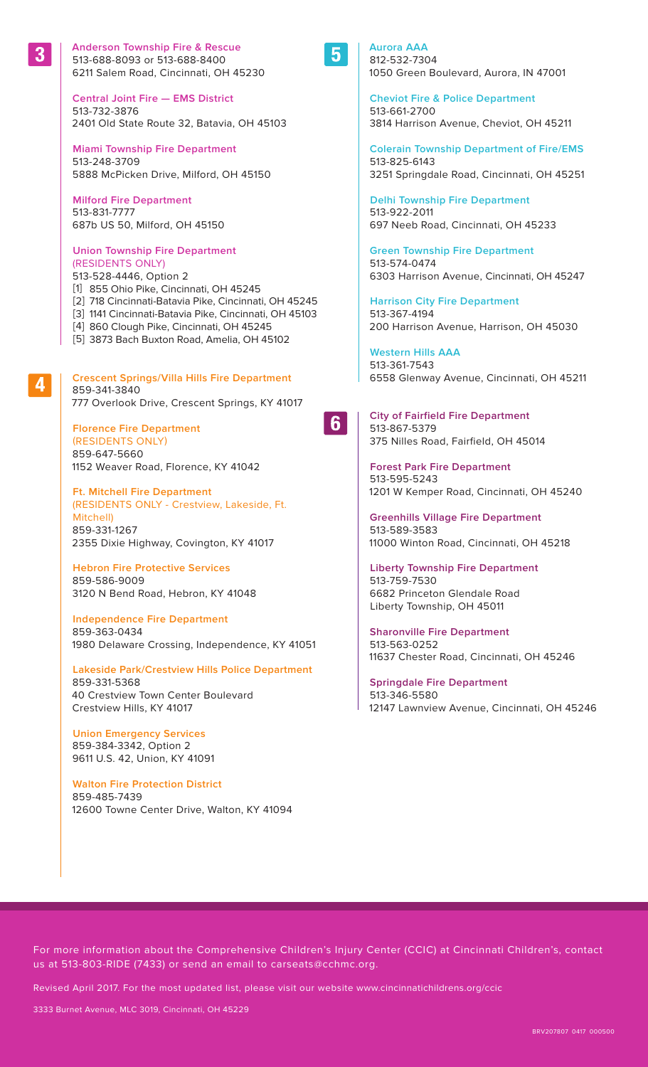## 3

**Anderson Township Fire & Rescue**
513-688-8093 or 513-688-8400
6211 Salem Road, Cincinnati, OH 45230

**Central Joint Fire — EMS District**
513-732-3876
2401 Old State Route 32, Batavia, OH 45103

**Miami Township Fire Department**
513-248-3709
5888 McPicken Drive, Milford, OH 45150

**Milford Fire Department**
513-831-7777
687b US 50, Milford, OH 45150

**Union Township Fire Department**
(RESIDENTS ONLY)
513-528-4446, Option 2
[1] 855 Ohio Pike, Cincinnati, OH 45245
[2] 718 Cincinnati-Batavia Pike, Cincinnati, OH 45245
[3] 1141 Cincinnati-Batavia Pike, Cincinnati, OH 45103
[4] 860 Clough Pike, Cincinnati, OH 45245
[5] 3873 Bach Buxton Road, Amelia, OH 45102

## 4

**Crescent Springs/Villa Hills Fire Department**
859-341-3840
777 Overlook Drive, Crescent Springs, KY 41017

**Florence Fire Department**
(RESIDENTS ONLY)
859-647-5660
1152 Weaver Road, Florence, KY 41042

**Ft. Mitchell Fire Department**
(RESIDENTS ONLY - Crestview, Lakeside, Ft. Mitchell)
859-331-1267
2355 Dixie Highway, Covington, KY 41017

**Hebron Fire Protective Services**
859-586-9009
3120 N Bend Road, Hebron, KY 41048

**Independence Fire Department**
859-363-0434
1980 Delaware Crossing, Independence, KY 41051

**Lakeside Park/Crestview Hills Police Department**
859-331-5368
40 Crestview Town Center Boulevard
Crestview Hills, KY 41017

**Union Emergency Services**
859-384-3342, Option 2
9611 U.S. 42, Union, KY 41091

**Walton Fire Protection District**
859-485-7439
12600 Towne Center Drive, Walton, KY 41094

## 5

**Aurora AAA**
812-532-7304
1050 Green Boulevard, Aurora, IN 47001

**Cheviot Fire & Police Department**
513-661-2700
3814 Harrison Avenue, Cheviot, OH 45211

**Colerain Township Department of Fire/EMS**
513-825-6143
3251 Springdale Road, Cincinnati, OH 45251

**Delhi Township Fire Department**
513-922-2011
697 Neeb Road, Cincinnati, OH 45233

**Green Township Fire Department**
513-574-0474
6303 Harrison Avenue, Cincinnati, OH 45247

**Harrison City Fire Department**
513-367-4194
200 Harrison Avenue, Harrison, OH 45030

**Western Hills AAA**
513-361-7543
6558 Glenway Avenue, Cincinnati, OH 45211

## 6

**City of Fairfield Fire Department**
513-867-5379
375 Nilles Road, Fairfield, OH 45014

**Forest Park Fire Department**
513-595-5243
1201 W Kemper Road, Cincinnati, OH 45240

**Greenhills Village Fire Department**
513-589-3583
11000 Winton Road, Cincinnati, OH 45218

**Liberty Township Fire Department**
513-759-7530
6682 Princeton Glendale Road
Liberty Township, OH 45011

**Sharonville Fire Department**
513-563-0252
11637 Chester Road, Cincinnati, OH 45246

**Springdale Fire Department**
513-346-5580
12147 Lawnview Avenue, Cincinnati, OH 45246

For more information about the Comprehensive Children's Injury Center (CCIC) at Cincinnati Children's, contact us at 513-803-RIDE (7433) or send an email to carseats@cchmc.org.

Revised April 2017. For the most updated list, please visit our website www.cincinnatichildrens.org/ccic

3333 Burnet Avenue, MLC 3019, Cincinnati, OH 45229

BRV207807 0417 000500